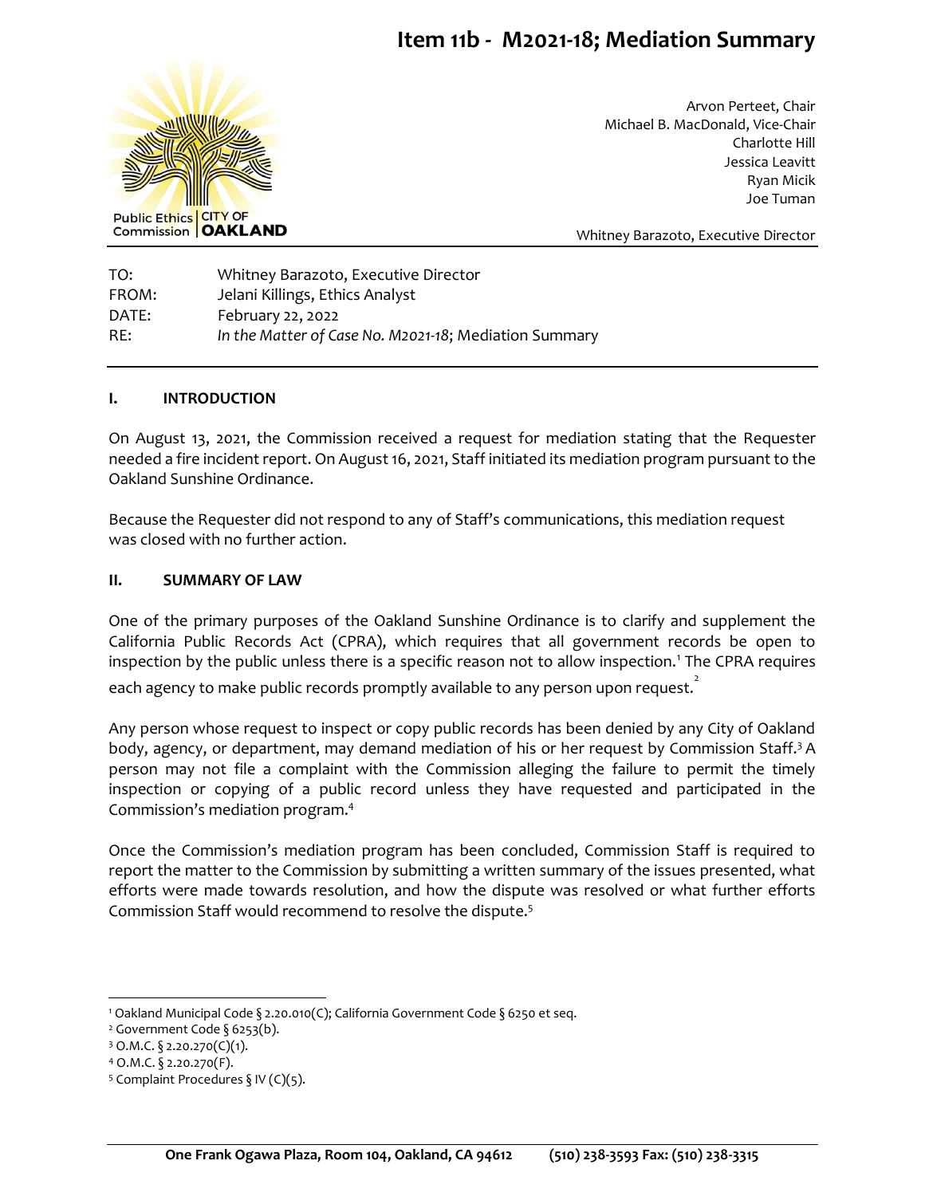# Item 11b - M2021-18; Mediation Summary

Public Ethics Commission | CITY OF OAKLAND

Arvon Perteet, Chair
Michael B. MacDonald, Vice-Chair
Charlotte Hill
Jessica Leavitt
Ryan Micik
Joe Tuman

Whitney Barazoto, Executive Director

TO: Whitney Barazoto, Executive Director
FROM: Jelani Killings, Ethics Analyst
DATE: February 22, 2022
RE: *In the Matter of Case No. M2021-18*; Mediation Summary

## I. INTRODUCTION

On August 13, 2021, the Commission received a request for mediation stating that the Requester needed a fire incident report. On August 16, 2021, Staff initiated its mediation program pursuant to the Oakland Sunshine Ordinance.

Because the Requester did not respond to any of Staff's communications, this mediation request was closed with no further action.

## II. SUMMARY OF LAW

One of the primary purposes of the Oakland Sunshine Ordinance is to clarify and supplement the California Public Records Act (CPRA), which requires that all government records be open to inspection by the public unless there is a specific reason not to allow inspection.[1] The CPRA requires each agency to make public records promptly available to any person upon request.[2]

Any person whose request to inspect or copy public records has been denied by any City of Oakland body, agency, or department, may demand mediation of his or her request by Commission Staff.[3] A person may not file a complaint with the Commission alleging the failure to permit the timely inspection or copying of a public record unless they have requested and participated in the Commission's mediation program.[4]

Once the Commission's mediation program has been concluded, Commission Staff is required to report the matter to the Commission by submitting a written summary of the issues presented, what efforts were made towards resolution, and how the dispute was resolved or what further efforts Commission Staff would recommend to resolve the dispute.[5]

---

[1] Oakland Municipal Code § 2.20.010(C); California Government Code § 6250 et seq.
[2] Government Code § 6253(b).
[3] O.M.C. § 2.20.270(C)(1).
[4] O.M.C. § 2.20.270(F).
[5] Complaint Procedures § IV (C)(5).

One Frank Ogawa Plaza, Room 104, Oakland, CA 94612 (510) 238-3593 Fax: (510) 238-3315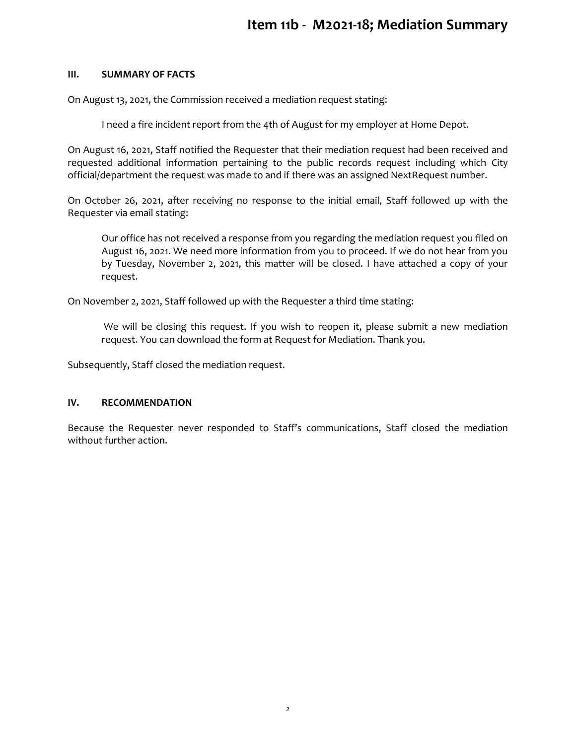# Item 11b - M2021-18; Mediation Summary

## III. SUMMARY OF FACTS

On August 13, 2021, the Commission received a mediation request stating:

> I need a fire incident report from the 4th of August for my employer at Home Depot.

On August 16, 2021, Staff notified the Requester that their mediation request had been received and requested additional information pertaining to the public records request including which City official/department the request was made to and if there was an assigned NextRequest number.

On October 26, 2021, after receiving no response to the initial email, Staff followed up with the Requester via email stating:

> Our office has not received a response from you regarding the mediation request you filed on August 16, 2021. We need more information from you to proceed. If we do not hear from you by Tuesday, November 2, 2021, this matter will be closed. I have attached a copy of your request.

On November 2, 2021, Staff followed up with the Requester a third time stating:

> We will be closing this request. If you wish to reopen it, please submit a new mediation request. You can download the form at Request for Mediation. Thank you.

Subsequently, Staff closed the mediation request.

## IV. RECOMMENDATION

Because the Requester never responded to Staff's communications, Staff closed the mediation without further action.